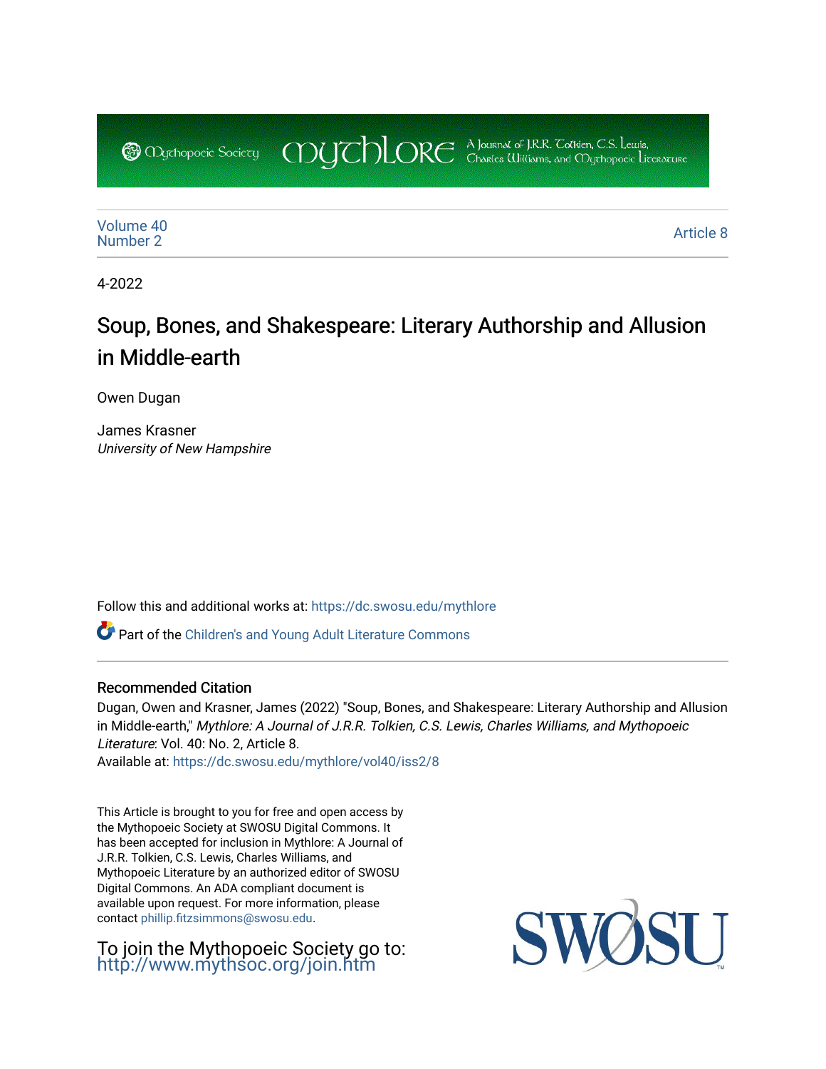Mythopoeic Society Mythlore A Journal of J.R.R. Tolkien, C.S. Lewis, Charles Williams, and Mythopoeic Literature

Volume 40
Number 2

Article 8

4-2022

# Soup, Bones, and Shakespeare: Literary Authorship and Allusion in Middle-earth

Owen Dugan

James Krasner
*University of New Hampshire*

Follow this and additional works at: https://dc.swosu.edu/mythlore

Part of the Children's and Young Adult Literature Commons

## Recommended Citation

Dugan, Owen and Krasner, James (2022) "Soup, Bones, and Shakespeare: Literary Authorship and Allusion in Middle-earth," *Mythlore: A Journal of J.R.R. Tolkien, C.S. Lewis, Charles Williams, and Mythopoeic Literature*: Vol. 40: No. 2, Article 8.
Available at: https://dc.swosu.edu/mythlore/vol40/iss2/8

This Article is brought to you for free and open access by the Mythopoeic Society at SWOSU Digital Commons. It has been accepted for inclusion in Mythlore: A Journal of J.R.R. Tolkien, C.S. Lewis, Charles Williams, and Mythopoeic Literature by an authorized editor of SWOSU Digital Commons. An ADA compliant document is available upon request. For more information, please contact phillip.fitzsimmons@swosu.edu.

To join the Mythopoeic Society go to: http://www.mythsoc.org/join.htm

SWOSU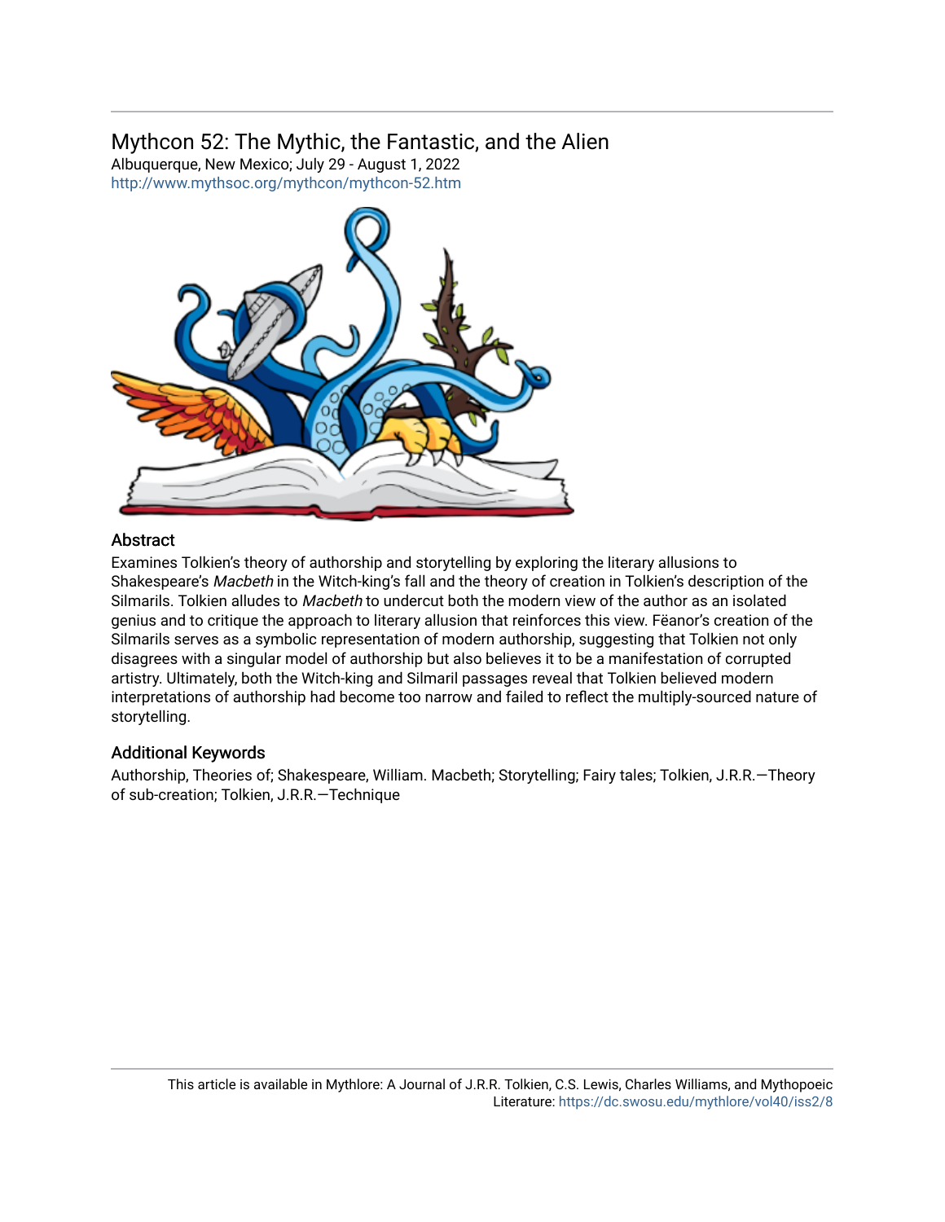## Mythcon 52: The Mythic, the Fantastic, and the Alien

Albuquerque, New Mexico; July 29 - August 1, 2022
http://www.mythsoc.org/mythcon/mythcon-52.htm

### Abstract

Examines Tolkien's theory of authorship and storytelling by exploring the literary allusions to Shakespeare's *Macbeth* in the Witch-king's fall and the theory of creation in Tolkien's description of the Silmarils. Tolkien alludes to *Macbeth* to undercut both the modern view of the author as an isolated genius and to critique the approach to literary allusion that reinforces this view. Fëanor's creation of the Silmarils serves as a symbolic representation of modern authorship, suggesting that Tolkien not only disagrees with a singular model of authorship but also believes it to be a manifestation of corrupted artistry. Ultimately, both the Witch-king and Silmaril passages reveal that Tolkien believed modern interpretations of authorship had become too narrow and failed to reflect the multiply-sourced nature of storytelling.

### Additional Keywords

Authorship, Theories of; Shakespeare, William. Macbeth; Storytelling; Fairy tales; Tolkien, J.R.R.—Theory of sub-creation; Tolkien, J.R.R.—Technique

This article is available in Mythlore: A Journal of J.R.R. Tolkien, C.S. Lewis, Charles Williams, and Mythopoeic Literature: https://dc.swosu.edu/mythlore/vol40/iss2/8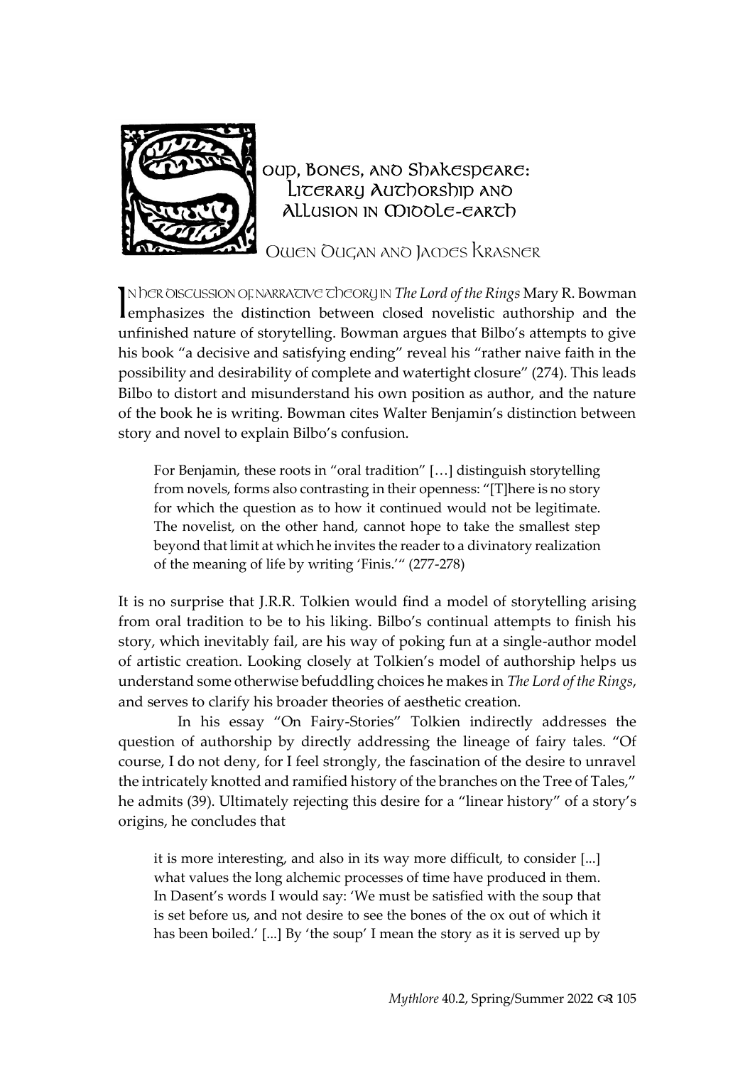# Soup, Bones, and Shakespeare: Literary Authorship and Allusion in Middle-earth

Owen Dugan and James Krasner

In her discussion of narrative theory in *The Lord of the Rings* Mary R. Bowman emphasizes the distinction between closed novelistic authorship and the unfinished nature of storytelling. Bowman argues that Bilbo's attempts to give his book "a decisive and satisfying ending" reveal his "rather naive faith in the possibility and desirability of complete and watertight closure" (274). This leads Bilbo to distort and misunderstand his own position as author, and the nature of the book he is writing. Bowman cites Walter Benjamin's distinction between story and novel to explain Bilbo's confusion.

> For Benjamin, these roots in "oral tradition" […] distinguish storytelling from novels, forms also contrasting in their openness: "[T]here is no story for which the question as to how it continued would not be legitimate. The novelist, on the other hand, cannot hope to take the smallest step beyond that limit at which he invites the reader to a divinatory realization of the meaning of life by writing 'Finis.'" (277-278)

It is no surprise that J.R.R. Tolkien would find a model of storytelling arising from oral tradition to be to his liking. Bilbo's continual attempts to finish his story, which inevitably fail, are his way of poking fun at a single-author model of artistic creation. Looking closely at Tolkien's model of authorship helps us understand some otherwise befuddling choices he makes in *The Lord of the Rings*, and serves to clarify his broader theories of aesthetic creation.

In his essay "On Fairy-Stories" Tolkien indirectly addresses the question of authorship by directly addressing the lineage of fairy tales. "Of course, I do not deny, for I feel strongly, the fascination of the desire to unravel the intricately knotted and ramified history of the branches on the Tree of Tales," he admits (39). Ultimately rejecting this desire for a "linear history" of a story's origins, he concludes that

> it is more interesting, and also in its way more difficult, to consider [...] what values the long alchemic processes of time have produced in them. In Dasent's words I would say: 'We must be satisfied with the soup that is set before us, and not desire to see the bones of the ox out of which it has been boiled.' [...] By 'the soup' I mean the story as it is served up by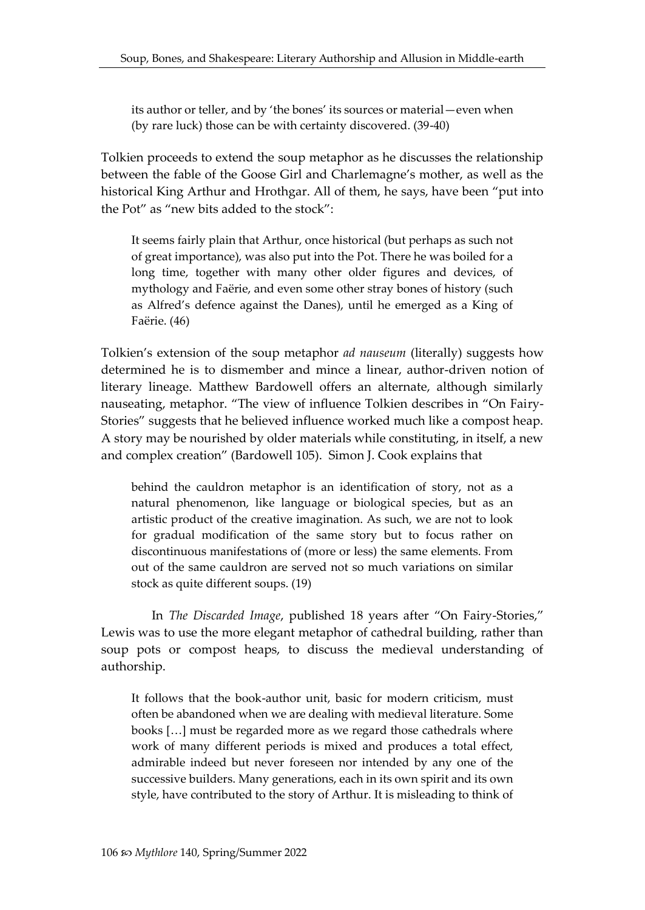> its author or teller, and by 'the bones' its sources or material—even when (by rare luck) those can be with certainty discovered. (39-40)

Tolkien proceeds to extend the soup metaphor as he discusses the relationship between the fable of the Goose Girl and Charlemagne's mother, as well as the historical King Arthur and Hrothgar. All of them, he says, have been "put into the Pot" as "new bits added to the stock":

> It seems fairly plain that Arthur, once historical (but perhaps as such not of great importance), was also put into the Pot. There he was boiled for a long time, together with many other older figures and devices, of mythology and Faërie, and even some other stray bones of history (such as Alfred's defence against the Danes), until he emerged as a King of Faërie. (46)

Tolkien's extension of the soup metaphor *ad nauseum* (literally) suggests how determined he is to dismember and mince a linear, author-driven notion of literary lineage. Matthew Bardowell offers an alternate, although similarly nauseating, metaphor. "The view of influence Tolkien describes in "On Fairy-Stories" suggests that he believed influence worked much like a compost heap. A story may be nourished by older materials while constituting, in itself, a new and complex creation" (Bardowell 105). Simon J. Cook explains that

> behind the cauldron metaphor is an identification of story, not as a natural phenomenon, like language or biological species, but as an artistic product of the creative imagination. As such, we are not to look for gradual modification of the same story but to focus rather on discontinuous manifestations of (more or less) the same elements. From out of the same cauldron are served not so much variations on similar stock as quite different soups. (19)

In *The Discarded Image*, published 18 years after "On Fairy-Stories," Lewis was to use the more elegant metaphor of cathedral building, rather than soup pots or compost heaps, to discuss the medieval understanding of authorship.

> It follows that the book-author unit, basic for modern criticism, must often be abandoned when we are dealing with medieval literature. Some books […] must be regarded more as we regard those cathedrals where work of many different periods is mixed and produces a total effect, admirable indeed but never foreseen nor intended by any one of the successive builders. Many generations, each in its own spirit and its own style, have contributed to the story of Arthur. It is misleading to think of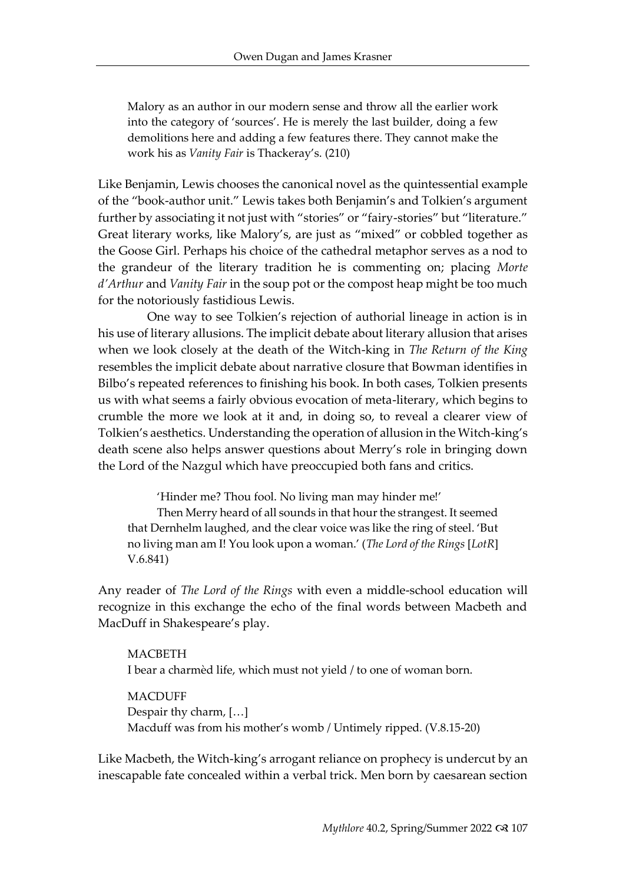> Malory as an author in our modern sense and throw all the earlier work into the category of 'sources'. He is merely the last builder, doing a few demolitions here and adding a few features there. They cannot make the work his as *Vanity Fair* is Thackeray's. (210)

Like Benjamin, Lewis chooses the canonical novel as the quintessential example of the "book-author unit." Lewis takes both Benjamin's and Tolkien's argument further by associating it not just with "stories" or "fairy-stories" but "literature." Great literary works, like Malory's, are just as "mixed" or cobbled together as the Goose Girl. Perhaps his choice of the cathedral metaphor serves as a nod to the grandeur of the literary tradition he is commenting on; placing *Morte d'Arthur* and *Vanity Fair* in the soup pot or the compost heap might be too much for the notoriously fastidious Lewis.

One way to see Tolkien's rejection of authorial lineage in action is in his use of literary allusions. The implicit debate about literary allusion that arises when we look closely at the death of the Witch-king in *The Return of the King* resembles the implicit debate about narrative closure that Bowman identifies in Bilbo's repeated references to finishing his book. In both cases, Tolkien presents us with what seems a fairly obvious evocation of meta-literary, which begins to crumble the more we look at it and, in doing so, to reveal a clearer view of Tolkien's aesthetics. Understanding the operation of allusion in the Witch-king's death scene also helps answer questions about Merry's role in bringing down the Lord of the Nazgul which have preoccupied both fans and critics.

> 'Hinder me? Thou fool. No living man may hinder me!'
>
> Then Merry heard of all sounds in that hour the strangest. It seemed that Dernhelm laughed, and the clear voice was like the ring of steel. 'But no living man am I! You look upon a woman.' (*The Lord of the Rings* [*LotR*] V.6.841)

Any reader of *The Lord of the Rings* with even a middle-school education will recognize in this exchange the echo of the final words between Macbeth and MacDuff in Shakespeare's play.

> MACBETH
> I bear a charmèd life, which must not yield / to one of woman born.
>
> MACDUFF
> Despair thy charm, […]
> Macduff was from his mother's womb / Untimely ripped. (V.8.15-20)

Like Macbeth, the Witch-king's arrogant reliance on prophecy is undercut by an inescapable fate concealed within a verbal trick. Men born by caesarean section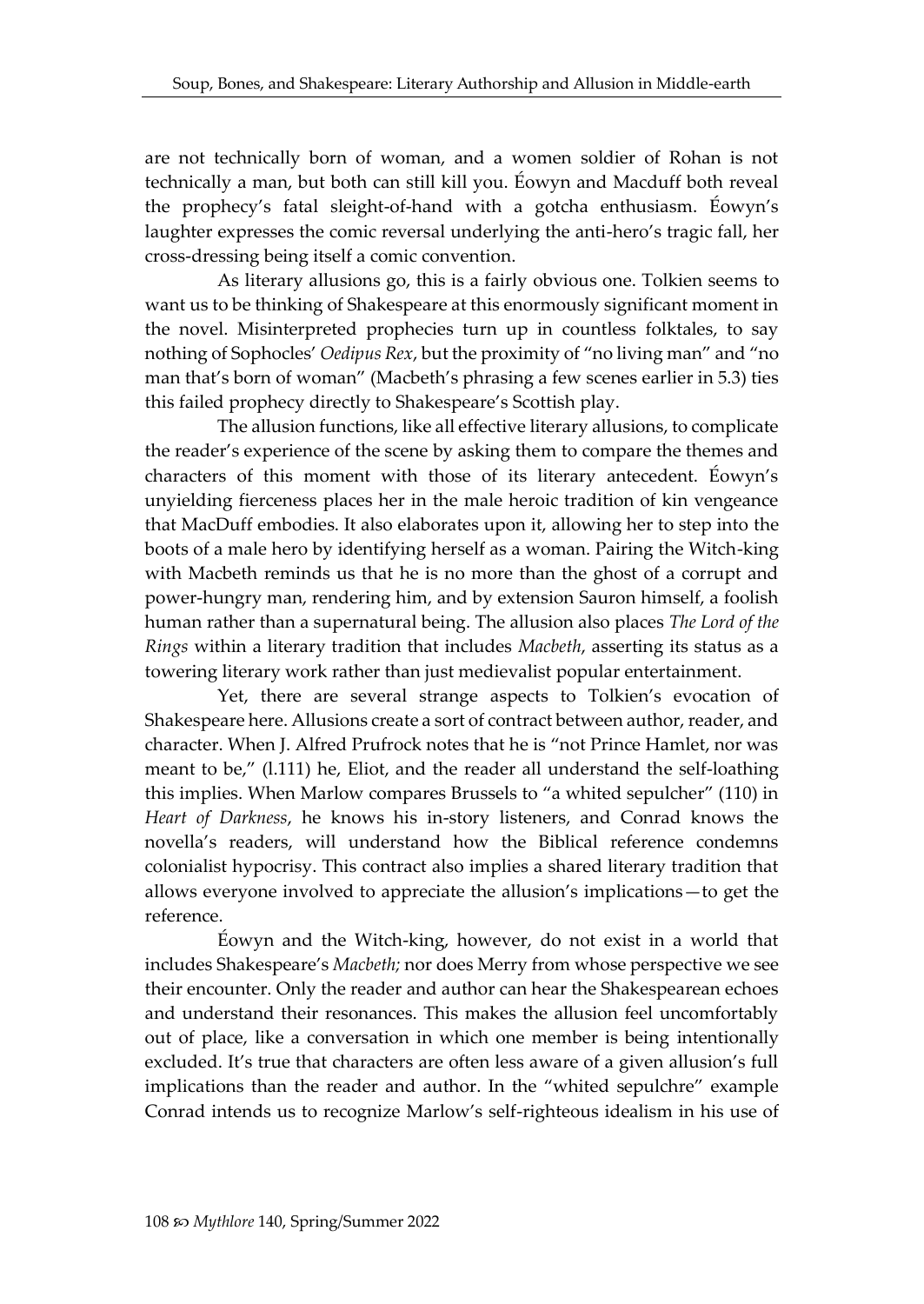are not technically born of woman, and a women soldier of Rohan is not technically a man, but both can still kill you. Éowyn and Macduff both reveal the prophecy's fatal sleight-of-hand with a gotcha enthusiasm. Éowyn's laughter expresses the comic reversal underlying the anti-hero's tragic fall, her cross-dressing being itself a comic convention.

As literary allusions go, this is a fairly obvious one. Tolkien seems to want us to be thinking of Shakespeare at this enormously significant moment in the novel. Misinterpreted prophecies turn up in countless folktales, to say nothing of Sophocles' *Oedipus Rex*, but the proximity of "no living man" and "no man that's born of woman" (Macbeth's phrasing a few scenes earlier in 5.3) ties this failed prophecy directly to Shakespeare's Scottish play.

The allusion functions, like all effective literary allusions, to complicate the reader's experience of the scene by asking them to compare the themes and characters of this moment with those of its literary antecedent. Éowyn's unyielding fierceness places her in the male heroic tradition of kin vengeance that MacDuff embodies. It also elaborates upon it, allowing her to step into the boots of a male hero by identifying herself as a woman. Pairing the Witch-king with Macbeth reminds us that he is no more than the ghost of a corrupt and power-hungry man, rendering him, and by extension Sauron himself, a foolish human rather than a supernatural being. The allusion also places *The Lord of the Rings* within a literary tradition that includes *Macbeth*, asserting its status as a towering literary work rather than just medievalist popular entertainment.

Yet, there are several strange aspects to Tolkien's evocation of Shakespeare here. Allusions create a sort of contract between author, reader, and character. When J. Alfred Prufrock notes that he is "not Prince Hamlet, nor was meant to be," (l.111) he, Eliot, and the reader all understand the self-loathing this implies. When Marlow compares Brussels to "a whited sepulcher" (110) in *Heart of Darkness*, he knows his in-story listeners, and Conrad knows the novella's readers, will understand how the Biblical reference condemns colonialist hypocrisy. This contract also implies a shared literary tradition that allows everyone involved to appreciate the allusion's implications—to get the reference.

Éowyn and the Witch-king, however, do not exist in a world that includes Shakespeare's *Macbeth;* nor does Merry from whose perspective we see their encounter. Only the reader and author can hear the Shakespearean echoes and understand their resonances. This makes the allusion feel uncomfortably out of place, like a conversation in which one member is being intentionally excluded. It's true that characters are often less aware of a given allusion's full implications than the reader and author. In the "whited sepulchre" example Conrad intends us to recognize Marlow's self-righteous idealism in his use of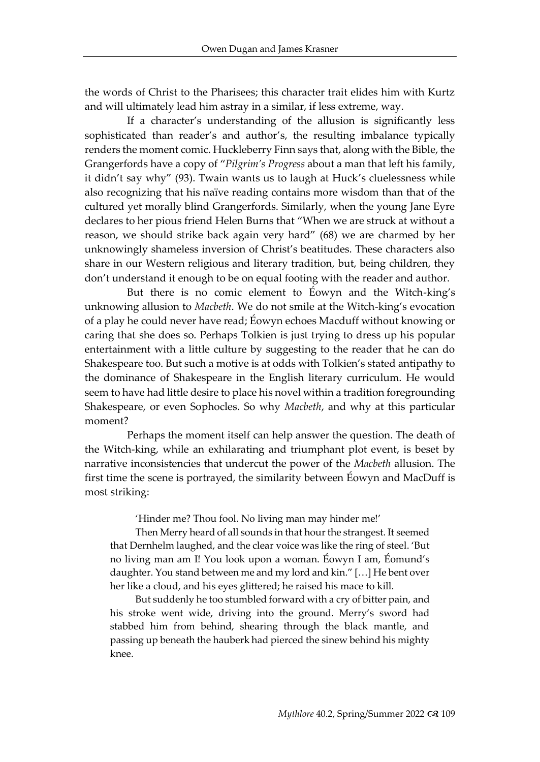the words of Christ to the Pharisees; this character trait elides him with Kurtz and will ultimately lead him astray in a similar, if less extreme, way.

If a character's understanding of the allusion is significantly less sophisticated than reader's and author's, the resulting imbalance typically renders the moment comic. Huckleberry Finn says that, along with the Bible, the Grangerfords have a copy of "*Pilgrim's Progress* about a man that left his family, it didn't say why" (93). Twain wants us to laugh at Huck's cluelessness while also recognizing that his naïve reading contains more wisdom than that of the cultured yet morally blind Grangerfords. Similarly, when the young Jane Eyre declares to her pious friend Helen Burns that "When we are struck at without a reason, we should strike back again very hard" (68) we are charmed by her unknowingly shameless inversion of Christ's beatitudes. These characters also share in our Western religious and literary tradition, but, being children, they don't understand it enough to be on equal footing with the reader and author.

But there is no comic element to Éowyn and the Witch-king's unknowing allusion to *Macbeth*. We do not smile at the Witch-king's evocation of a play he could never have read; Éowyn echoes Macduff without knowing or caring that she does so. Perhaps Tolkien is just trying to dress up his popular entertainment with a little culture by suggesting to the reader that he can do Shakespeare too. But such a motive is at odds with Tolkien's stated antipathy to the dominance of Shakespeare in the English literary curriculum. He would seem to have had little desire to place his novel within a tradition foregrounding Shakespeare, or even Sophocles. So why *Macbeth*, and why at this particular moment?

Perhaps the moment itself can help answer the question. The death of the Witch-king, while an exhilarating and triumphant plot event, is beset by narrative inconsistencies that undercut the power of the *Macbeth* allusion. The first time the scene is portrayed, the similarity between Éowyn and MacDuff is most striking:

> 'Hinder me? Thou fool. No living man may hinder me!'
>
> Then Merry heard of all sounds in that hour the strangest. It seemed that Dernhelm laughed, and the clear voice was like the ring of steel. 'But no living man am I! You look upon a woman. Éowyn I am, Éomund's daughter. You stand between me and my lord and kin." […] He bent over her like a cloud, and his eyes glittered; he raised his mace to kill.
>
> But suddenly he too stumbled forward with a cry of bitter pain, and his stroke went wide, driving into the ground. Merry's sword had stabbed him from behind, shearing through the black mantle, and passing up beneath the hauberk had pierced the sinew behind his mighty knee.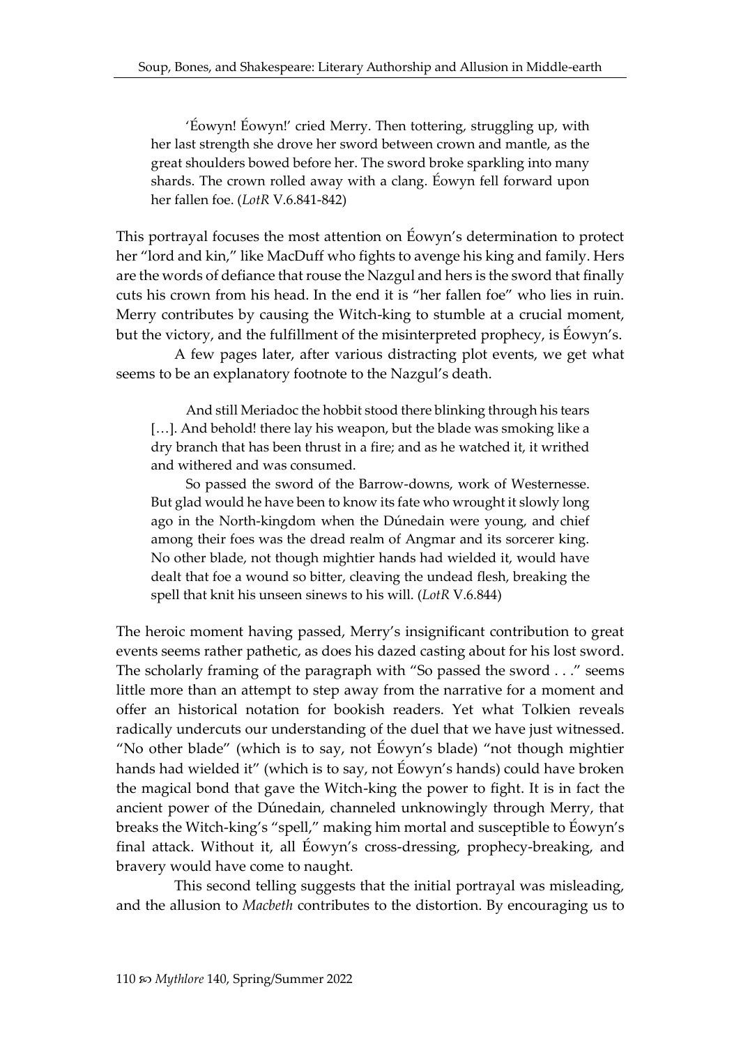> 'Éowyn! Éowyn!' cried Merry. Then tottering, struggling up, with her last strength she drove her sword between crown and mantle, as the great shoulders bowed before her. The sword broke sparkling into many shards. The crown rolled away with a clang. Éowyn fell forward upon her fallen foe. (*LotR* V.6.841-842)

This portrayal focuses the most attention on Éowyn's determination to protect her "lord and kin," like MacDuff who fights to avenge his king and family. Hers are the words of defiance that rouse the Nazgul and hers is the sword that finally cuts his crown from his head. In the end it is "her fallen foe" who lies in ruin. Merry contributes by causing the Witch-king to stumble at a crucial moment, but the victory, and the fulfillment of the misinterpreted prophecy, is Éowyn's.

A few pages later, after various distracting plot events, we get what seems to be an explanatory footnote to the Nazgul's death.

> And still Meriadoc the hobbit stood there blinking through his tears […]. And behold! there lay his weapon, but the blade was smoking like a dry branch that has been thrust in a fire; and as he watched it, it writhed and withered and was consumed.
>
> So passed the sword of the Barrow-downs, work of Westernesse. But glad would he have been to know its fate who wrought it slowly long ago in the North-kingdom when the Dúnedain were young, and chief among their foes was the dread realm of Angmar and its sorcerer king. No other blade, not though mightier hands had wielded it, would have dealt that foe a wound so bitter, cleaving the undead flesh, breaking the spell that knit his unseen sinews to his will. (*LotR* V.6.844)

The heroic moment having passed, Merry's insignificant contribution to great events seems rather pathetic, as does his dazed casting about for his lost sword. The scholarly framing of the paragraph with "So passed the sword . . ." seems little more than an attempt to step away from the narrative for a moment and offer an historical notation for bookish readers. Yet what Tolkien reveals radically undercuts our understanding of the duel that we have just witnessed. "No other blade" (which is to say, not Éowyn's blade) "not though mightier hands had wielded it" (which is to say, not Éowyn's hands) could have broken the magical bond that gave the Witch-king the power to fight. It is in fact the ancient power of the Dúnedain, channeled unknowingly through Merry, that breaks the Witch-king's "spell," making him mortal and susceptible to Éowyn's final attack. Without it, all Éowyn's cross-dressing, prophecy-breaking, and bravery would have come to naught.

This second telling suggests that the initial portrayal was misleading, and the allusion to *Macbeth* contributes to the distortion. By encouraging us to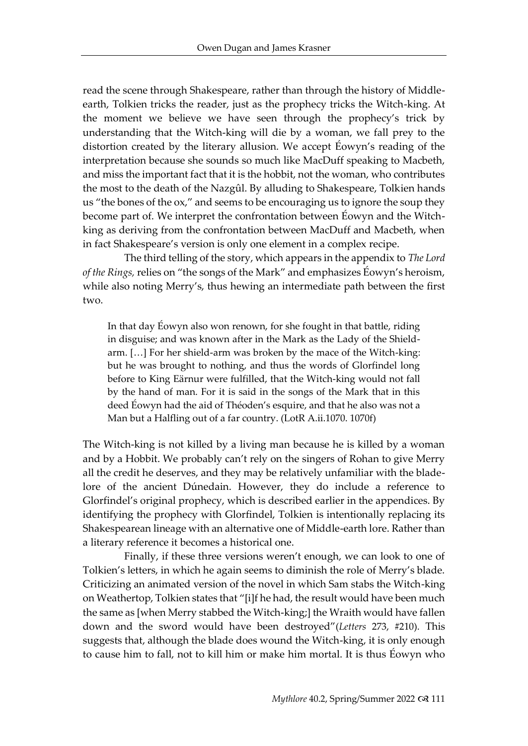read the scene through Shakespeare, rather than through the history of Middle-earth, Tolkien tricks the reader, just as the prophecy tricks the Witch-king. At the moment we believe we have seen through the prophecy's trick by understanding that the Witch-king will die by a woman, we fall prey to the distortion created by the literary allusion. We accept Éowyn's reading of the interpretation because she sounds so much like MacDuff speaking to Macbeth, and miss the important fact that it is the hobbit, not the woman, who contributes the most to the death of the Nazgûl. By alluding to Shakespeare, Tolkien hands us "the bones of the ox," and seems to be encouraging us to ignore the soup they become part of. We interpret the confrontation between Éowyn and the Witch-king as deriving from the confrontation between MacDuff and Macbeth, when in fact Shakespeare's version is only one element in a complex recipe.

The third telling of the story, which appears in the appendix to *The Lord of the Rings,* relies on "the songs of the Mark" and emphasizes Éowyn's heroism, while also noting Merry's, thus hewing an intermediate path between the first two.

> In that day Éowyn also won renown, for she fought in that battle, riding in disguise; and was known after in the Mark as the Lady of the Shield-arm. […] For her shield-arm was broken by the mace of the Witch-king: but he was brought to nothing, and thus the words of Glorfindel long before to King Eärnur were fulfilled, that the Witch-king would not fall by the hand of man. For it is said in the songs of the Mark that in this deed Éowyn had the aid of Théoden's esquire, and that he also was not a Man but a Halfling out of a far country. (LotR A.ii.1070. 1070f)

The Witch-king is not killed by a living man because he is killed by a woman and by a Hobbit. We probably can't rely on the singers of Rohan to give Merry all the credit he deserves, and they may be relatively unfamiliar with the blade-lore of the ancient Dúnedain. However, they do include a reference to Glorfindel's original prophecy, which is described earlier in the appendices. By identifying the prophecy with Glorfindel, Tolkien is intentionally replacing its Shakespearean lineage with an alternative one of Middle-earth lore. Rather than a literary reference it becomes a historical one.

Finally, if these three versions weren't enough, we can look to one of Tolkien's letters, in which he again seems to diminish the role of Merry's blade. Criticizing an animated version of the novel in which Sam stabs the Witch-king on Weathertop, Tolkien states that "[i]f he had, the result would have been much the same as [when Merry stabbed the Witch-king;] the Wraith would have fallen down and the sword would have been destroyed"(*Letters* 273, #210). This suggests that, although the blade does wound the Witch-king, it is only enough to cause him to fall, not to kill him or make him mortal. It is thus Éowyn who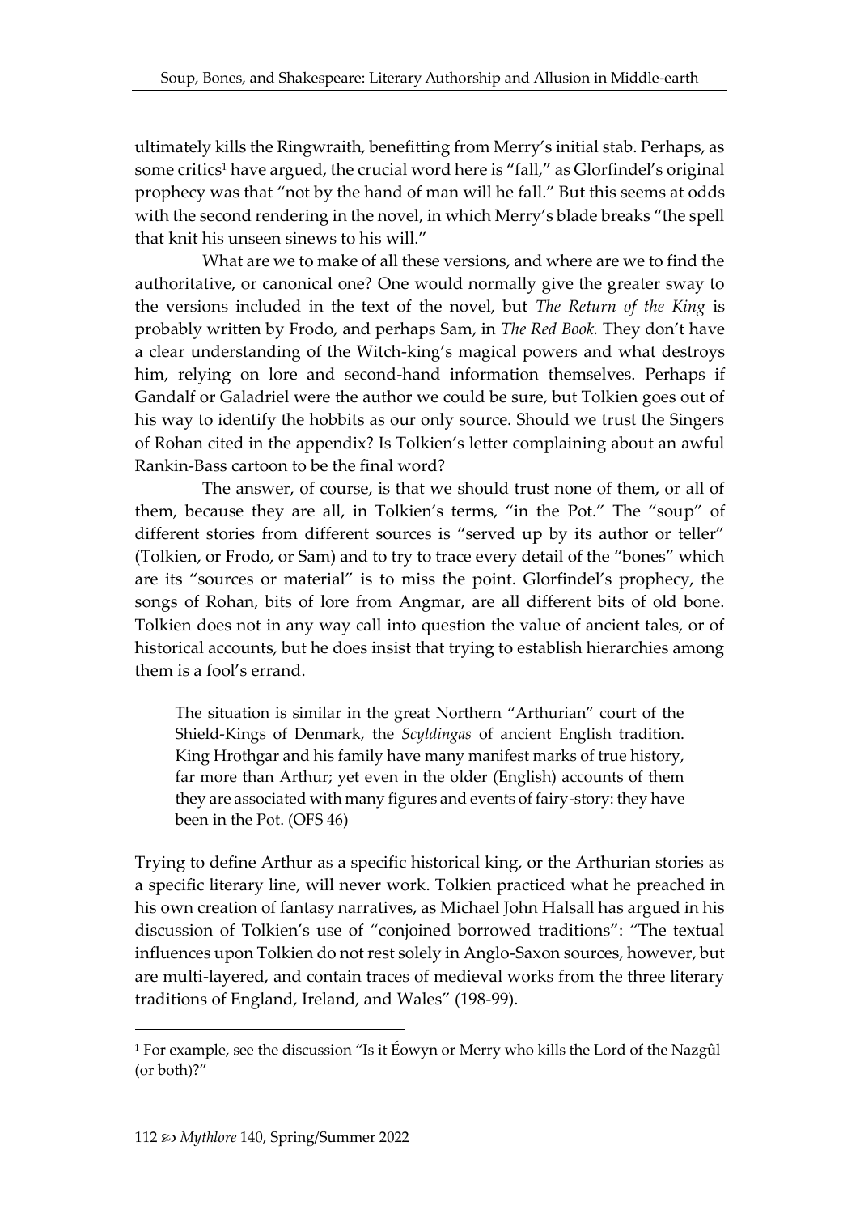ultimately kills the Ringwraith, benefitting from Merry's initial stab. Perhaps, as some critics[1] have argued, the crucial word here is "fall," as Glorfindel's original prophecy was that "not by the hand of man will he fall." But this seems at odds with the second rendering in the novel, in which Merry's blade breaks "the spell that knit his unseen sinews to his will."

What are we to make of all these versions, and where are we to find the authoritative, or canonical one? One would normally give the greater sway to the versions included in the text of the novel, but *The Return of the King* is probably written by Frodo, and perhaps Sam, in *The Red Book.* They don't have a clear understanding of the Witch-king's magical powers and what destroys him, relying on lore and second-hand information themselves. Perhaps if Gandalf or Galadriel were the author we could be sure, but Tolkien goes out of his way to identify the hobbits as our only source. Should we trust the Singers of Rohan cited in the appendix? Is Tolkien's letter complaining about an awful Rankin-Bass cartoon to be the final word?

The answer, of course, is that we should trust none of them, or all of them, because they are all, in Tolkien's terms, "in the Pot." The "soup" of different stories from different sources is "served up by its author or teller" (Tolkien, or Frodo, or Sam) and to try to trace every detail of the "bones" which are its "sources or material" is to miss the point. Glorfindel's prophecy, the songs of Rohan, bits of lore from Angmar, are all different bits of old bone. Tolkien does not in any way call into question the value of ancient tales, or of historical accounts, but he does insist that trying to establish hierarchies among them is a fool's errand.

> The situation is similar in the great Northern "Arthurian" court of the Shield-Kings of Denmark, the *Scyldingas* of ancient English tradition. King Hrothgar and his family have many manifest marks of true history, far more than Arthur; yet even in the older (English) accounts of them they are associated with many figures and events of fairy-story: they have been in the Pot. (OFS 46)

Trying to define Arthur as a specific historical king, or the Arthurian stories as a specific literary line, will never work. Tolkien practiced what he preached in his own creation of fantasy narratives, as Michael John Halsall has argued in his discussion of Tolkien's use of "conjoined borrowed traditions": "The textual influences upon Tolkien do not rest solely in Anglo-Saxon sources, however, but are multi-layered, and contain traces of medieval works from the three literary traditions of England, Ireland, and Wales" (198-99).

---

[1] For example, see the discussion "Is it Éowyn or Merry who kills the Lord of the Nazgûl (or both)?"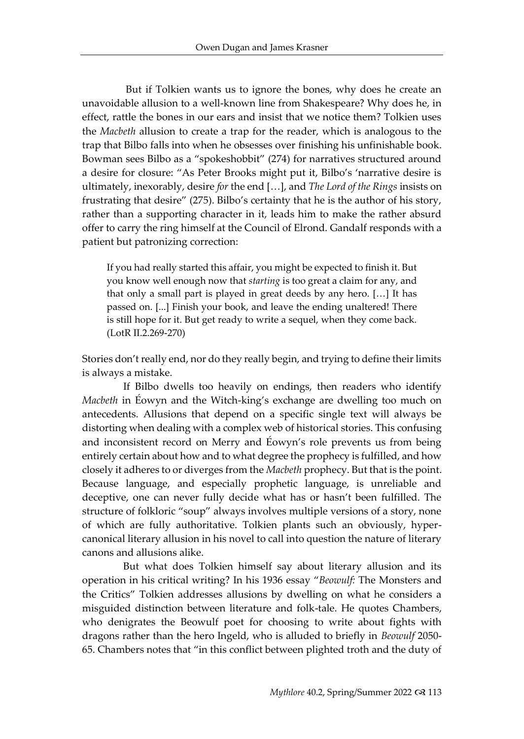But if Tolkien wants us to ignore the bones, why does he create an unavoidable allusion to a well-known line from Shakespeare? Why does he, in effect, rattle the bones in our ears and insist that we notice them? Tolkien uses the *Macbeth* allusion to create a trap for the reader, which is analogous to the trap that Bilbo falls into when he obsesses over finishing his unfinishable book. Bowman sees Bilbo as a "spokeshobbit" (274) for narratives structured around a desire for closure: "As Peter Brooks might put it, Bilbo's 'narrative desire is ultimately, inexorably, desire *for* the end […], and *The Lord of the Rings* insists on frustrating that desire" (275). Bilbo's certainty that he is the author of his story, rather than a supporting character in it, leads him to make the rather absurd offer to carry the ring himself at the Council of Elrond. Gandalf responds with a patient but patronizing correction:

> If you had really started this affair, you might be expected to finish it. But you know well enough now that *starting* is too great a claim for any, and that only a small part is played in great deeds by any hero. […] It has passed on. [...] Finish your book, and leave the ending unaltered! There is still hope for it. But get ready to write a sequel, when they come back. (LotR II.2.269-270)

Stories don't really end, nor do they really begin, and trying to define their limits is always a mistake.

If Bilbo dwells too heavily on endings, then readers who identify *Macbeth* in Éowyn and the Witch-king's exchange are dwelling too much on antecedents. Allusions that depend on a specific single text will always be distorting when dealing with a complex web of historical stories. This confusing and inconsistent record on Merry and Éowyn's role prevents us from being entirely certain about how and to what degree the prophecy is fulfilled, and how closely it adheres to or diverges from the *Macbeth* prophecy. But that is the point. Because language, and especially prophetic language, is unreliable and deceptive, one can never fully decide what has or hasn't been fulfilled. The structure of folkloric "soup" always involves multiple versions of a story, none of which are fully authoritative. Tolkien plants such an obviously, hyper-canonical literary allusion in his novel to call into question the nature of literary canons and allusions alike.

But what does Tolkien himself say about literary allusion and its operation in his critical writing? In his 1936 essay "*Beowulf:* The Monsters and the Critics" Tolkien addresses allusions by dwelling on what he considers a misguided distinction between literature and folk-tale. He quotes Chambers, who denigrates the Beowulf poet for choosing to write about fights with dragons rather than the hero Ingeld, who is alluded to briefly in *Beowulf* 2050-65. Chambers notes that "in this conflict between plighted troth and the duty of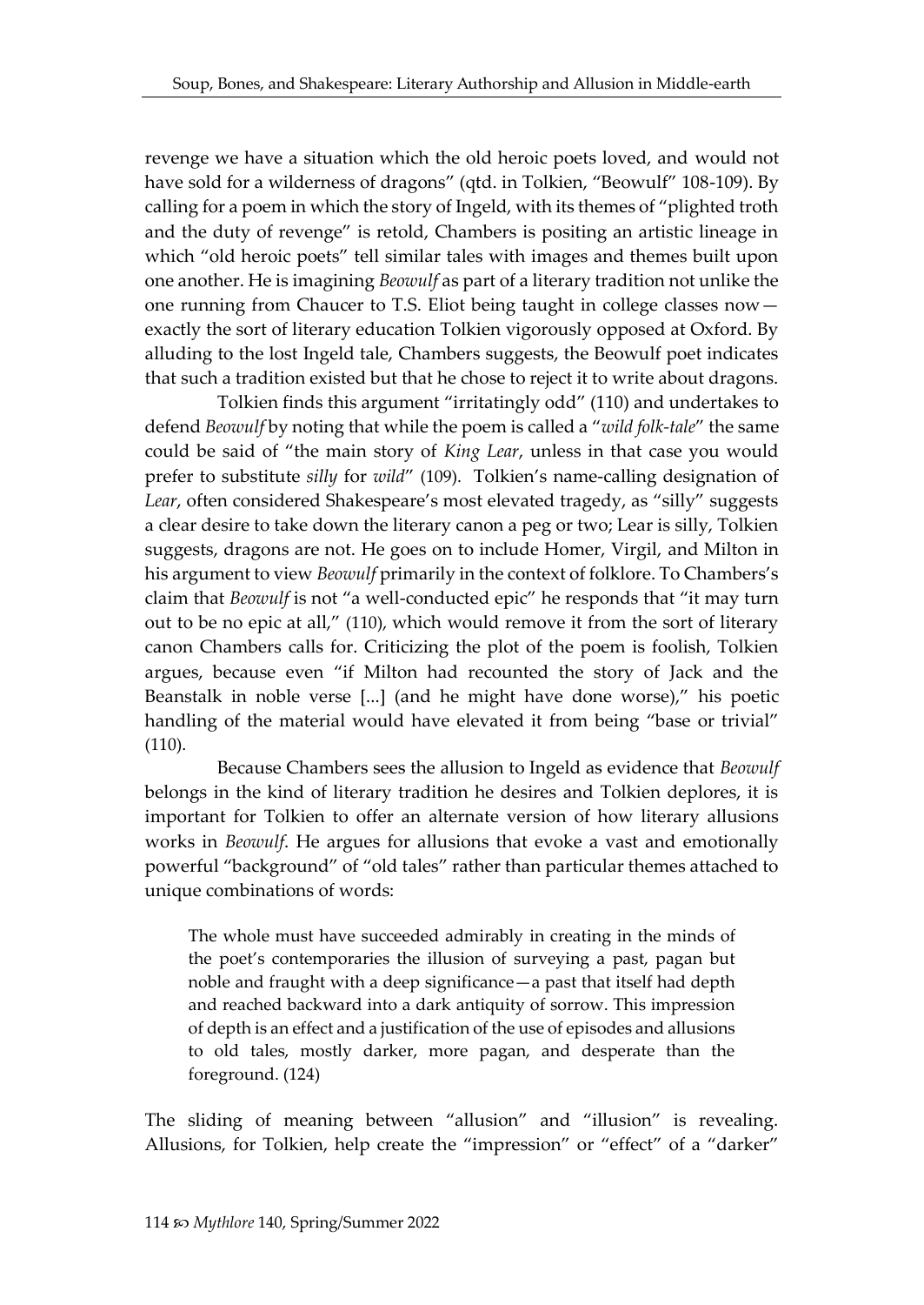revenge we have a situation which the old heroic poets loved, and would not have sold for a wilderness of dragons" (qtd. in Tolkien, "Beowulf" 108-109). By calling for a poem in which the story of Ingeld, with its themes of "plighted troth and the duty of revenge" is retold, Chambers is positing an artistic lineage in which "old heroic poets" tell similar tales with images and themes built upon one another. He is imagining *Beowulf* as part of a literary tradition not unlike the one running from Chaucer to T.S. Eliot being taught in college classes now—exactly the sort of literary education Tolkien vigorously opposed at Oxford. By alluding to the lost Ingeld tale, Chambers suggests, the Beowulf poet indicates that such a tradition existed but that he chose to reject it to write about dragons.

Tolkien finds this argument "irritatingly odd" (110) and undertakes to defend *Beowulf* by noting that while the poem is called a "*wild folk-tale*" the same could be said of "the main story of *King Lear*, unless in that case you would prefer to substitute *silly* for *wild*" (109). Tolkien's name-calling designation of *Lear*, often considered Shakespeare's most elevated tragedy, as "silly" suggests a clear desire to take down the literary canon a peg or two; Lear is silly, Tolkien suggests, dragons are not. He goes on to include Homer, Virgil, and Milton in his argument to view *Beowulf* primarily in the context of folklore. To Chambers's claim that *Beowulf* is not "a well-conducted epic" he responds that "it may turn out to be no epic at all," (110), which would remove it from the sort of literary canon Chambers calls for. Criticizing the plot of the poem is foolish, Tolkien argues, because even "if Milton had recounted the story of Jack and the Beanstalk in noble verse [...] (and he might have done worse)," his poetic handling of the material would have elevated it from being "base or trivial" (110).

Because Chambers sees the allusion to Ingeld as evidence that *Beowulf* belongs in the kind of literary tradition he desires and Tolkien deplores, it is important for Tolkien to offer an alternate version of how literary allusions works in *Beowulf*. He argues for allusions that evoke a vast and emotionally powerful "background" of "old tales" rather than particular themes attached to unique combinations of words:

> The whole must have succeeded admirably in creating in the minds of the poet's contemporaries the illusion of surveying a past, pagan but noble and fraught with a deep significance—a past that itself had depth and reached backward into a dark antiquity of sorrow. This impression of depth is an effect and a justification of the use of episodes and allusions to old tales, mostly darker, more pagan, and desperate than the foreground. (124)

The sliding of meaning between "allusion" and "illusion" is revealing. Allusions, for Tolkien, help create the "impression" or "effect" of a "darker"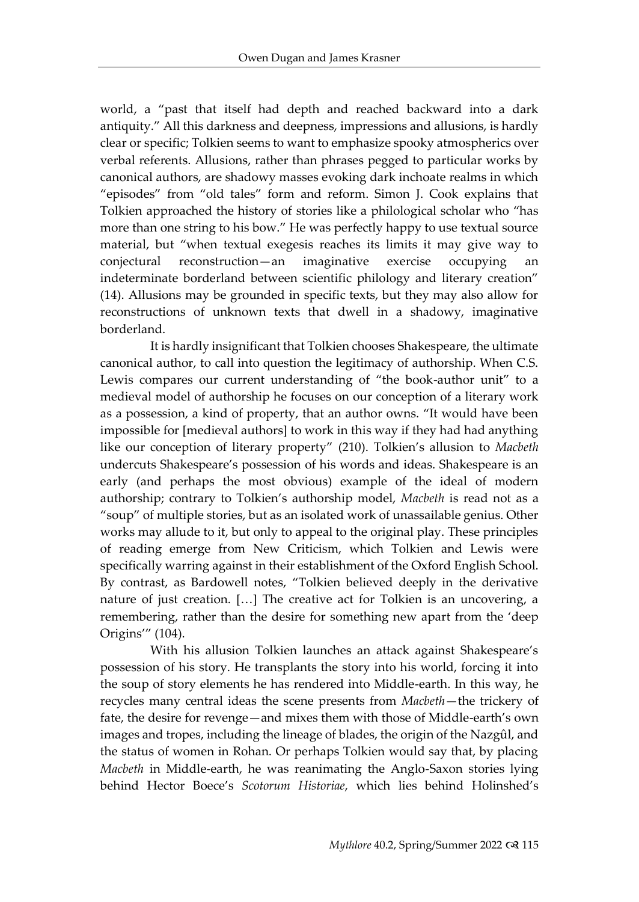world, a "past that itself had depth and reached backward into a dark antiquity." All this darkness and deepness, impressions and allusions, is hardly clear or specific; Tolkien seems to want to emphasize spooky atmospherics over verbal referents. Allusions, rather than phrases pegged to particular works by canonical authors, are shadowy masses evoking dark inchoate realms in which "episodes" from "old tales" form and reform. Simon J. Cook explains that Tolkien approached the history of stories like a philological scholar who "has more than one string to his bow." He was perfectly happy to use textual source material, but "when textual exegesis reaches its limits it may give way to conjectural reconstruction—an imaginative exercise occupying an indeterminate borderland between scientific philology and literary creation" (14). Allusions may be grounded in specific texts, but they may also allow for reconstructions of unknown texts that dwell in a shadowy, imaginative borderland.

It is hardly insignificant that Tolkien chooses Shakespeare, the ultimate canonical author, to call into question the legitimacy of authorship. When C.S. Lewis compares our current understanding of "the book-author unit" to a medieval model of authorship he focuses on our conception of a literary work as a possession, a kind of property, that an author owns. "It would have been impossible for [medieval authors] to work in this way if they had had anything like our conception of literary property" (210). Tolkien's allusion to *Macbeth* undercuts Shakespeare's possession of his words and ideas. Shakespeare is an early (and perhaps the most obvious) example of the ideal of modern authorship; contrary to Tolkien's authorship model, *Macbeth* is read not as a "soup" of multiple stories, but as an isolated work of unassailable genius. Other works may allude to it, but only to appeal to the original play. These principles of reading emerge from New Criticism, which Tolkien and Lewis were specifically warring against in their establishment of the Oxford English School. By contrast, as Bardowell notes, "Tolkien believed deeply in the derivative nature of just creation. […] The creative act for Tolkien is an uncovering, a remembering, rather than the desire for something new apart from the 'deep Origins'" (104).

With his allusion Tolkien launches an attack against Shakespeare's possession of his story. He transplants the story into his world, forcing it into the soup of story elements he has rendered into Middle-earth. In this way, he recycles many central ideas the scene presents from *Macbeth*—the trickery of fate, the desire for revenge—and mixes them with those of Middle-earth's own images and tropes, including the lineage of blades, the origin of the Nazgûl, and the status of women in Rohan. Or perhaps Tolkien would say that, by placing *Macbeth* in Middle-earth, he was reanimating the Anglo-Saxon stories lying behind Hector Boece's *Scotorum Historiae*, which lies behind Holinshed's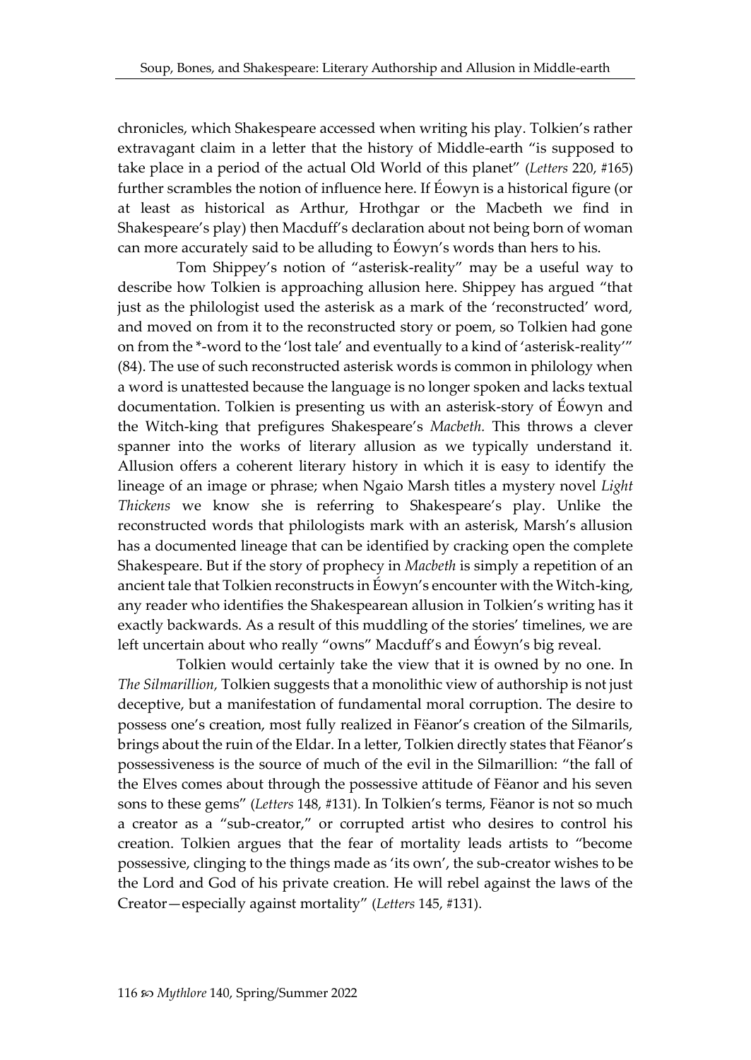chronicles, which Shakespeare accessed when writing his play. Tolkien's rather extravagant claim in a letter that the history of Middle-earth "is supposed to take place in a period of the actual Old World of this planet" (*Letters* 220, #165) further scrambles the notion of influence here. If Éowyn is a historical figure (or at least as historical as Arthur, Hrothgar or the Macbeth we find in Shakespeare's play) then Macduff's declaration about not being born of woman can more accurately said to be alluding to Éowyn's words than hers to his.

Tom Shippey's notion of "asterisk-reality" may be a useful way to describe how Tolkien is approaching allusion here. Shippey has argued "that just as the philologist used the asterisk as a mark of the 'reconstructed' word, and moved on from it to the reconstructed story or poem, so Tolkien had gone on from the *-word to the 'lost tale' and eventually to a kind of 'asterisk-reality'" (84). The use of such reconstructed asterisk words is common in philology when a word is unattested because the language is no longer spoken and lacks textual documentation. Tolkien is presenting us with an asterisk-story of Éowyn and the Witch-king that prefigures Shakespeare's *Macbeth.* This throws a clever spanner into the works of literary allusion as we typically understand it. Allusion offers a coherent literary history in which it is easy to identify the lineage of an image or phrase; when Ngaio Marsh titles a mystery novel *Light Thickens* we know she is referring to Shakespeare's play. Unlike the reconstructed words that philologists mark with an asterisk, Marsh's allusion has a documented lineage that can be identified by cracking open the complete Shakespeare. But if the story of prophecy in *Macbeth* is simply a repetition of an ancient tale that Tolkien reconstructs in Éowyn's encounter with the Witch-king, any reader who identifies the Shakespearean allusion in Tolkien's writing has it exactly backwards. As a result of this muddling of the stories' timelines, we are left uncertain about who really "owns" Macduff's and Éowyn's big reveal.

Tolkien would certainly take the view that it is owned by no one. In *The Silmarillion,* Tolkien suggests that a monolithic view of authorship is not just deceptive, but a manifestation of fundamental moral corruption. The desire to possess one's creation, most fully realized in Fëanor's creation of the Silmarils, brings about the ruin of the Eldar. In a letter, Tolkien directly states that Fëanor's possessiveness is the source of much of the evil in the Silmarillion: "the fall of the Elves comes about through the possessive attitude of Fëanor and his seven sons to these gems" (*Letters* 148, #131). In Tolkien's terms, Fëanor is not so much a creator as a "sub-creator," or corrupted artist who desires to control his creation. Tolkien argues that the fear of mortality leads artists to "become possessive, clinging to the things made as 'its own', the sub-creator wishes to be the Lord and God of his private creation. He will rebel against the laws of the Creator—especially against mortality" (*Letters* 145, #131).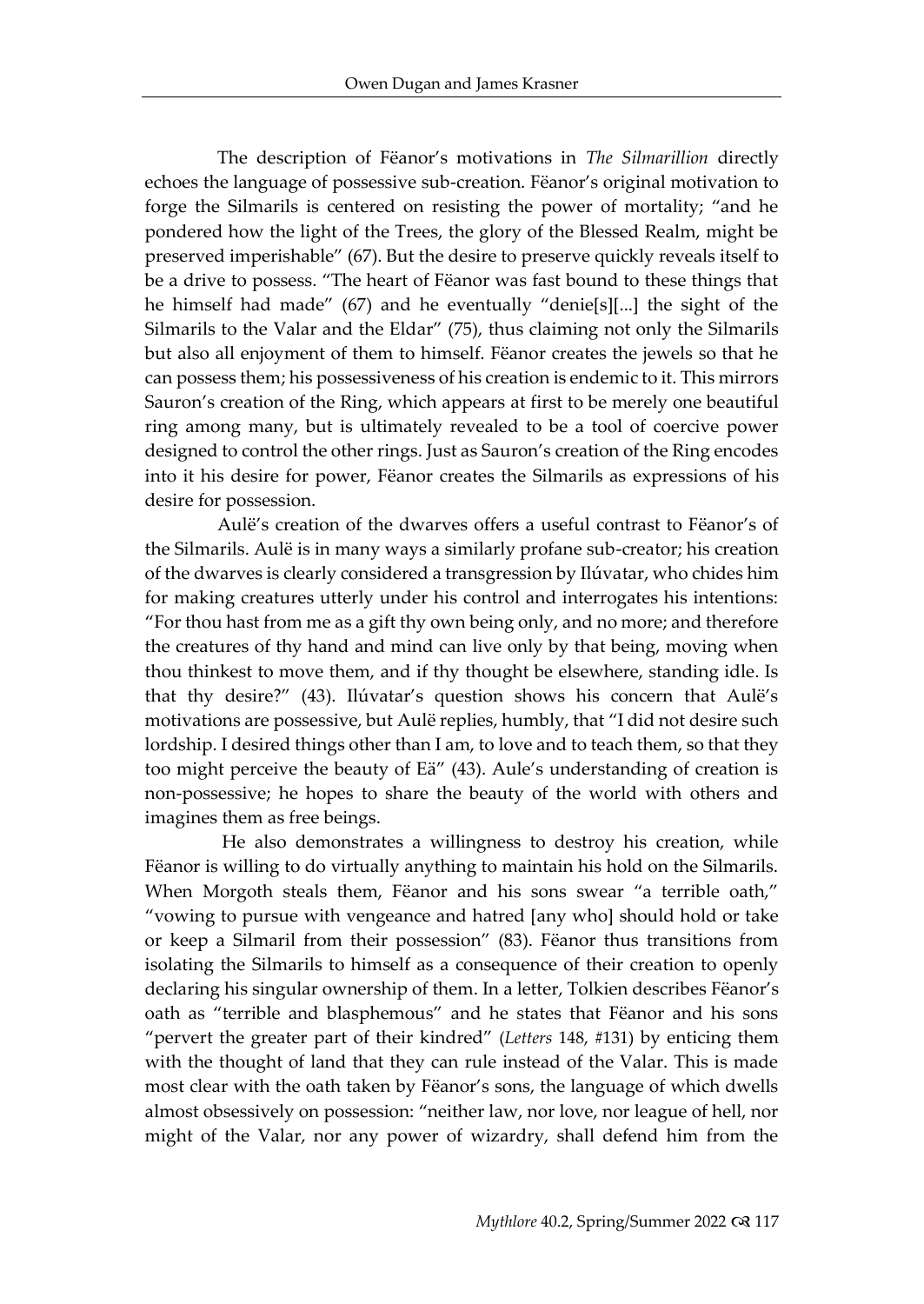The description of Fëanor's motivations in *The Silmarillion* directly echoes the language of possessive sub-creation. Fëanor's original motivation to forge the Silmarils is centered on resisting the power of mortality; "and he pondered how the light of the Trees, the glory of the Blessed Realm, might be preserved imperishable" (67). But the desire to preserve quickly reveals itself to be a drive to possess. "The heart of Fëanor was fast bound to these things that he himself had made" (67) and he eventually "denie[s][...] the sight of the Silmarils to the Valar and the Eldar" (75), thus claiming not only the Silmarils but also all enjoyment of them to himself. Fëanor creates the jewels so that he can possess them; his possessiveness of his creation is endemic to it. This mirrors Sauron's creation of the Ring, which appears at first to be merely one beautiful ring among many, but is ultimately revealed to be a tool of coercive power designed to control the other rings. Just as Sauron's creation of the Ring encodes into it his desire for power, Fëanor creates the Silmarils as expressions of his desire for possession.

Aulë's creation of the dwarves offers a useful contrast to Fëanor's of the Silmarils. Aulë is in many ways a similarly profane sub-creator; his creation of the dwarves is clearly considered a transgression by Ilúvatar, who chides him for making creatures utterly under his control and interrogates his intentions: "For thou hast from me as a gift thy own being only, and no more; and therefore the creatures of thy hand and mind can live only by that being, moving when thou thinkest to move them, and if thy thought be elsewhere, standing idle. Is that thy desire?" (43). Ilúvatar's question shows his concern that Aulë's motivations are possessive, but Aulë replies, humbly, that "I did not desire such lordship. I desired things other than I am, to love and to teach them, so that they too might perceive the beauty of Eä" (43). Aule's understanding of creation is non-possessive; he hopes to share the beauty of the world with others and imagines them as free beings.

He also demonstrates a willingness to destroy his creation, while Fëanor is willing to do virtually anything to maintain his hold on the Silmarils. When Morgoth steals them, Fëanor and his sons swear "a terrible oath," "vowing to pursue with vengeance and hatred [any who] should hold or take or keep a Silmaril from their possession" (83). Fëanor thus transitions from isolating the Silmarils to himself as a consequence of their creation to openly declaring his singular ownership of them. In a letter, Tolkien describes Fëanor's oath as "terrible and blasphemous" and he states that Fëanor and his sons "pervert the greater part of their kindred" (*Letters* 148, #131) by enticing them with the thought of land that they can rule instead of the Valar. This is made most clear with the oath taken by Fëanor's sons, the language of which dwells almost obsessively on possession: "neither law, nor love, nor league of hell, nor might of the Valar, nor any power of wizardry, shall defend him from the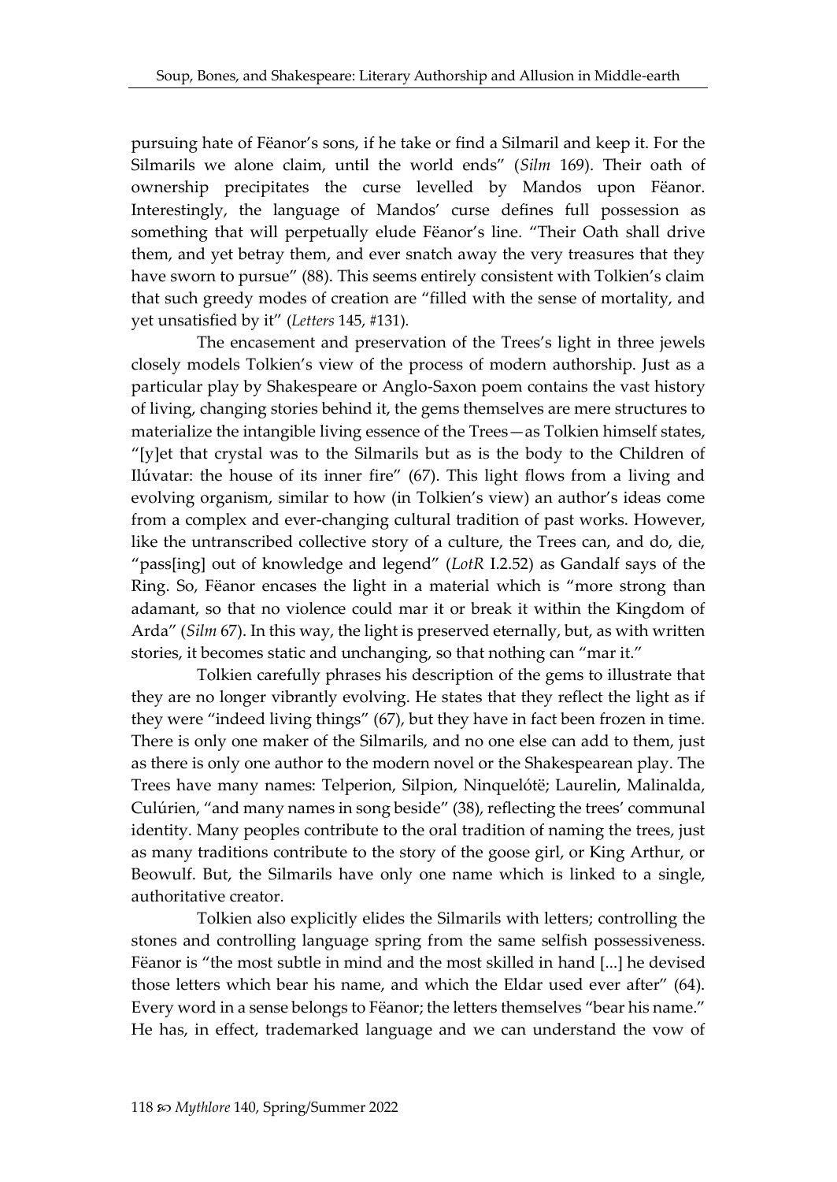pursuing hate of Fëanor's sons, if he take or find a Silmaril and keep it. For the Silmarils we alone claim, until the world ends" (*Silm* 169). Their oath of ownership precipitates the curse levelled by Mandos upon Fëanor. Interestingly, the language of Mandos' curse defines full possession as something that will perpetually elude Fëanor's line. "Their Oath shall drive them, and yet betray them, and ever snatch away the very treasures that they have sworn to pursue" (88). This seems entirely consistent with Tolkien's claim that such greedy modes of creation are "filled with the sense of mortality, and yet unsatisfied by it" (*Letters* 145, #131).

The encasement and preservation of the Trees's light in three jewels closely models Tolkien's view of the process of modern authorship. Just as a particular play by Shakespeare or Anglo-Saxon poem contains the vast history of living, changing stories behind it, the gems themselves are mere structures to materialize the intangible living essence of the Trees—as Tolkien himself states, "[y]et that crystal was to the Silmarils but as is the body to the Children of Ilúvatar: the house of its inner fire" (67). This light flows from a living and evolving organism, similar to how (in Tolkien's view) an author's ideas come from a complex and ever-changing cultural tradition of past works. However, like the untranscribed collective story of a culture, the Trees can, and do, die, "pass[ing] out of knowledge and legend" (*LotR* I.2.52) as Gandalf says of the Ring. So, Fëanor encases the light in a material which is "more strong than adamant, so that no violence could mar it or break it within the Kingdom of Arda" (*Silm* 67). In this way, the light is preserved eternally, but, as with written stories, it becomes static and unchanging, so that nothing can "mar it."

Tolkien carefully phrases his description of the gems to illustrate that they are no longer vibrantly evolving. He states that they reflect the light as if they were "indeed living things" (67), but they have in fact been frozen in time. There is only one maker of the Silmarils, and no one else can add to them, just as there is only one author to the modern novel or the Shakespearean play. The Trees have many names: Telperion, Silpion, Ninquelótë; Laurelin, Malinalda, Culúrien, "and many names in song beside" (38), reflecting the trees' communal identity. Many peoples contribute to the oral tradition of naming the trees, just as many traditions contribute to the story of the goose girl, or King Arthur, or Beowulf. But, the Silmarils have only one name which is linked to a single, authoritative creator.

Tolkien also explicitly elides the Silmarils with letters; controlling the stones and controlling language spring from the same selfish possessiveness. Fëanor is "the most subtle in mind and the most skilled in hand [...] he devised those letters which bear his name, and which the Eldar used ever after" (64). Every word in a sense belongs to Fëanor; the letters themselves "bear his name." He has, in effect, trademarked language and we can understand the vow of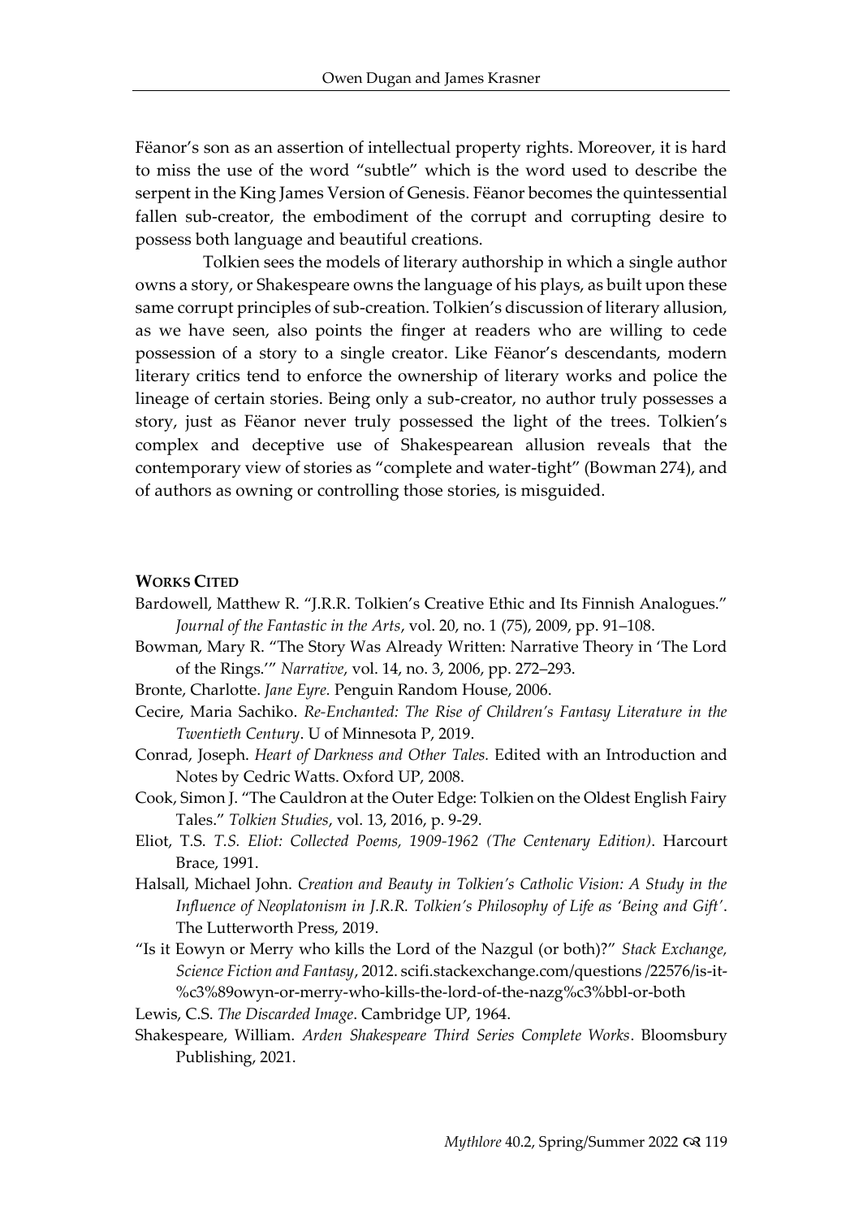Fëanor's son as an assertion of intellectual property rights. Moreover, it is hard to miss the use of the word "subtle" which is the word used to describe the serpent in the King James Version of Genesis. Fëanor becomes the quintessential fallen sub-creator, the embodiment of the corrupt and corrupting desire to possess both language and beautiful creations.

Tolkien sees the models of literary authorship in which a single author owns a story, or Shakespeare owns the language of his plays, as built upon these same corrupt principles of sub-creation. Tolkien's discussion of literary allusion, as we have seen, also points the finger at readers who are willing to cede possession of a story to a single creator. Like Fëanor's descendants, modern literary critics tend to enforce the ownership of literary works and police the lineage of certain stories. Being only a sub-creator, no author truly possesses a story, just as Fëanor never truly possessed the light of the trees. Tolkien's complex and deceptive use of Shakespearean allusion reveals that the contemporary view of stories as "complete and water-tight" (Bowman 274), and of authors as owning or controlling those stories, is misguided.

## WORKS CITED

Bardowell, Matthew R. "J.R.R. Tolkien's Creative Ethic and Its Finnish Analogues." *Journal of the Fantastic in the Arts*, vol. 20, no. 1 (75), 2009, pp. 91–108.

Bowman, Mary R. "The Story Was Already Written: Narrative Theory in 'The Lord of the Rings.'" *Narrative*, vol. 14, no. 3, 2006, pp. 272–293.

Bronte, Charlotte. *Jane Eyre.* Penguin Random House, 2006.

Cecire, Maria Sachiko. *Re-Enchanted: The Rise of Children's Fantasy Literature in the Twentieth Century*. U of Minnesota P, 2019.

Conrad, Joseph. *Heart of Darkness and Other Tales.* Edited with an Introduction and Notes by Cedric Watts. Oxford UP, 2008.

Cook, Simon J. "The Cauldron at the Outer Edge: Tolkien on the Oldest English Fairy Tales." *Tolkien Studies*, vol. 13, 2016, p. 9-29.

Eliot, T.S. *T.S. Eliot: Collected Poems, 1909-1962 (The Centenary Edition)*. Harcourt Brace, 1991.

Halsall, Michael John. *Creation and Beauty in Tolkien's Catholic Vision: A Study in the Influence of Neoplatonism in J.R.R. Tolkien's Philosophy of Life as 'Being and Gift'*. The Lutterworth Press, 2019.

"Is it Eowyn or Merry who kills the Lord of the Nazgul (or both)?" *Stack Exchange, Science Fiction and Fantasy*, 2012. scifi.stackexchange.com/questions /22576/is-it-%c3%89owyn-or-merry-who-kills-the-lord-of-the-nazg%c3%bbl-or-both

Lewis, C.S. *The Discarded Image*. Cambridge UP, 1964.

Shakespeare, William. *Arden Shakespeare Third Series Complete Works*. Bloomsbury Publishing, 2021.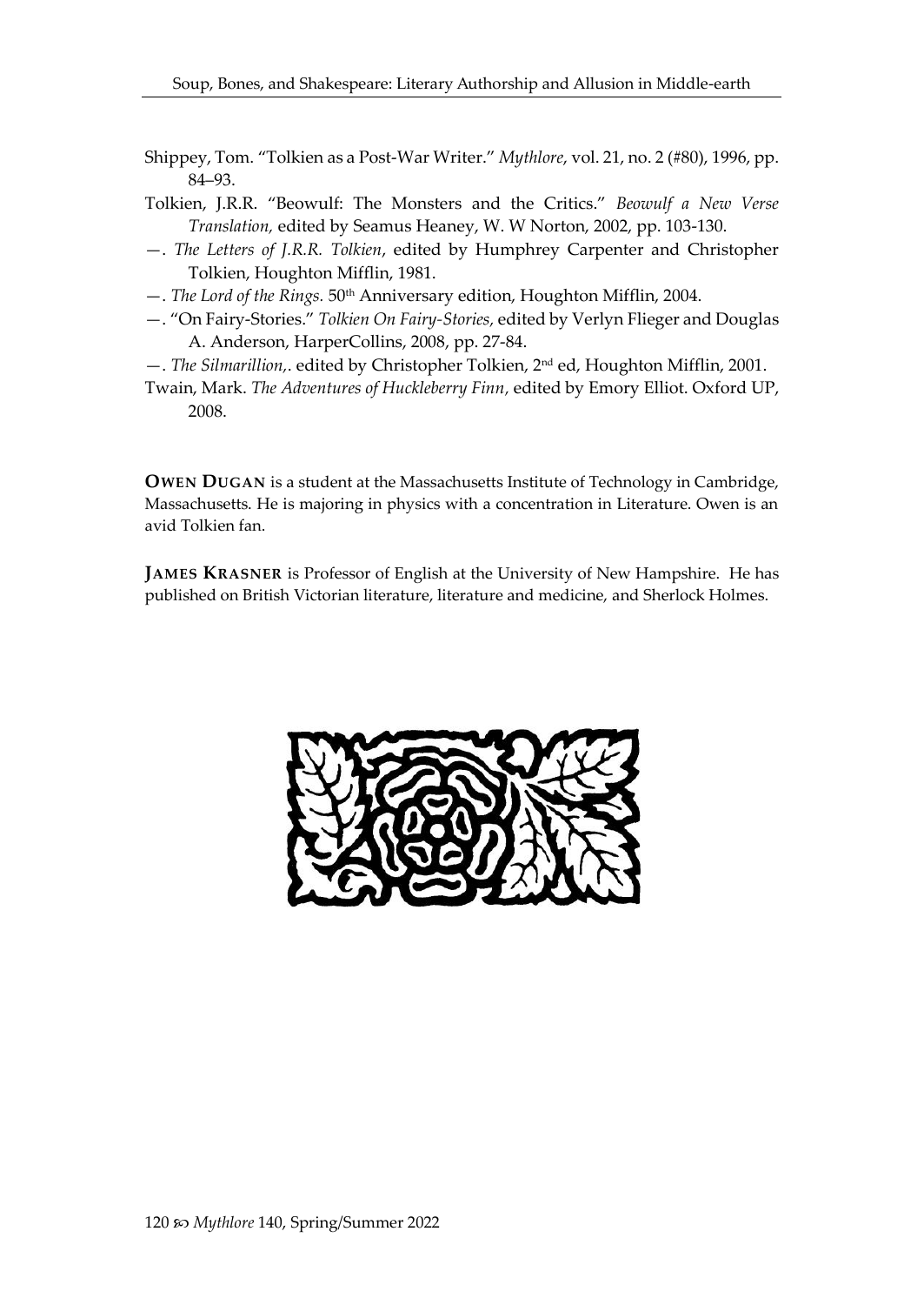Shippey, Tom. "Tolkien as a Post-War Writer." *Mythlore*, vol. 21, no. 2 (#80), 1996, pp. 84–93.

Tolkien, J.R.R. "Beowulf: The Monsters and the Critics." *Beowulf a New Verse Translation*, edited by Seamus Heaney, W. W Norton, 2002, pp. 103-130.

—. *The Letters of J.R.R. Tolkien*, edited by Humphrey Carpenter and Christopher Tolkien, Houghton Mifflin, 1981.

—. *The Lord of the Rings.* 50th Anniversary edition, Houghton Mifflin, 2004.

—. "On Fairy-Stories." *Tolkien On Fairy-Stories,* edited by Verlyn Flieger and Douglas A. Anderson, HarperCollins, 2008, pp. 27-84.

—. *The Silmarillion,*. edited by Christopher Tolkien, 2nd ed, Houghton Mifflin, 2001.

Twain, Mark. *The Adventures of Huckleberry Finn*, edited by Emory Elliot. Oxford UP, 2008.

**OWEN DUGAN** is a student at the Massachusetts Institute of Technology in Cambridge, Massachusetts. He is majoring in physics with a concentration in Literature. Owen is an avid Tolkien fan.

**JAMES KRASNER** is Professor of English at the University of New Hampshire. He has published on British Victorian literature, literature and medicine, and Sherlock Holmes.